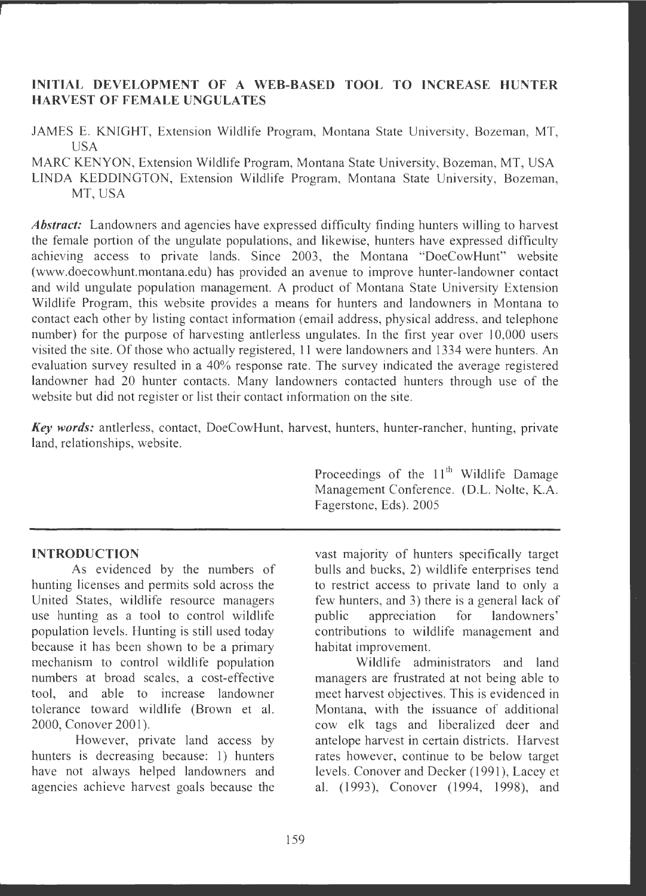# INITIAL DEVELOPMENT OF A WEB-BASED TOOL TO INCREASE HUNTER HARVEST OF FEMALE UNGULATES

JAMES E. KNIGHT, Extension Wildlife Program, Montana State University, Bozeman, MT, USA

MARC KENYON, Extension Wildlife Program, Montana State University, Bozeman, MT, USA

LINDA KEDDINGTON, Extension Wildlife Program, Montana State University, Bozeman, MT, USA

***Abstract:*** Landowners and agencies have expressed difficulty finding hunters willing to harvest the female portion of the ungulate populations, and likewise, hunters have expressed difficulty achieving access to private lands. Since 2003, the Montana "DoeCowHunt" website (www.doecowhunt.montana.edu) has provided an avenue to improve hunter-landowner contact and wild ungulate population management. A product of Montana State University Extension Wildlife Program, this website provides a means for hunters and landowners in Montana to contact each other by listing contact information (email address, physical address, and telephone number) for the purpose of harvesting antlerless ungulates. In the first year over 10,000 users visited the site. Of those who actually registered, 11 were landowners and 1334 were hunters. An evaluation survey resulted in a 40% response rate. The survey indicated the average registered landowner had 20 hunter contacts. Many landowners contacted hunters through use of the website but did not register or list their contact information on the site.

***Key words:*** antlerless, contact, DoeCowHunt, harvest, hunters, hunter-rancher, hunting, private land, relationships, website.

Proceedings of the 11th Wildlife Damage Management Conference. (D.L. Nolte, K.A. Fagerstone, Eds). 2005

## INTRODUCTION

As evidenced by the numbers of hunting licenses and permits sold across the United States, wildlife resource managers use hunting as a tool to control wildlife population levels. Hunting is still used today because it has been shown to be a primary mechanism to control wildlife population numbers at broad scales, a cost-effective tool, and able to increase landowner tolerance toward wildlife (Brown et al. 2000, Conover 2001).

However, private land access by hunters is decreasing because: 1) hunters have not always helped landowners and agencies achieve harvest goals because the vast majority of hunters specifically target bulls and bucks, 2) wildlife enterprises tend to restrict access to private land to only a few hunters, and 3) there is a general lack of public appreciation for landowners' contributions to wildlife management and habitat improvement.

Wildlife administrators and land managers are frustrated at not being able to meet harvest objectives. This is evidenced in Montana, with the issuance of additional cow elk tags and liberalized deer and antelope harvest in certain districts. Harvest rates however, continue to be below target levels. Conover and Decker (1991), Lacey et al. (1993), Conover (1994, 1998), and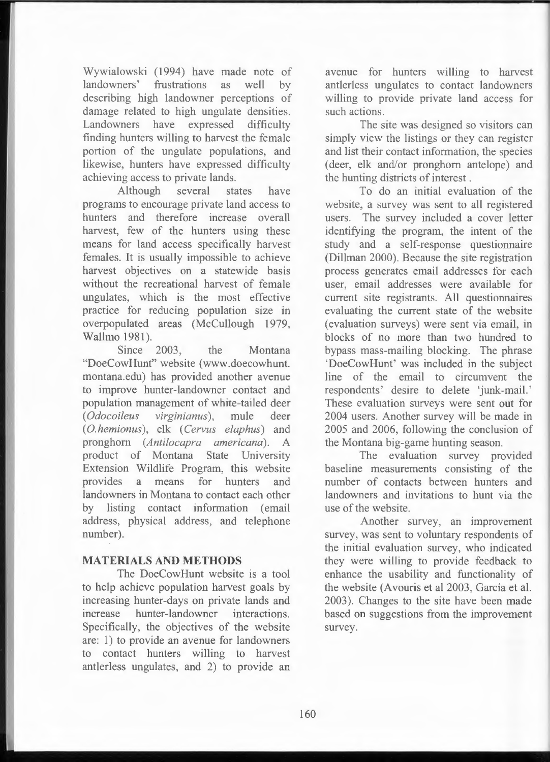Wywialowski (1994) have made note of landowners' frustrations as well by describing high landowner perceptions of damage related to high ungulate densities. Landowners have expressed difficulty finding hunters willing to harvest the female portion of the ungulate populations, and likewise, hunters have expressed difficulty achieving access to private lands.

Although several states have programs to encourage private land access to hunters and therefore increase overall harvest, few of the hunters using these means for land access specifically harvest females. It is usually impossible to achieve harvest objectives on a statewide basis without the recreational harvest of female ungulates, which is the most effective practice for reducing population size in overpopulated areas (McCullough 1979, Wallmo 1981).

Since 2003, the Montana "DoeCowHunt" website (www.doecowhunt.montana.edu) has provided another avenue to improve hunter-landowner contact and population management of white-tailed deer (*Odocoileus virginianus*), mule deer (*O.hemionus*), elk (*Cervus elaphus*) and pronghorn (*Antilocapra americana*). A product of Montana State University Extension Wildlife Program, this website provides a means for hunters and landowners in Montana to contact each other by listing contact information (email address, physical address, and telephone number).

## MATERIALS AND METHODS

The DoeCowHunt website is a tool to help achieve population harvest goals by increasing hunter-days on private lands and increase hunter-landowner interactions. Specifically, the objectives of the website are: 1) to provide an avenue for landowners to contact hunters willing to harvest antlerless ungulates, and 2) to provide an avenue for hunters willing to harvest antlerless ungulates to contact landowners willing to provide private land access for such actions.

The site was designed so visitors can simply view the listings or they can register and list their contact information, the species (deer, elk and/or pronghorn antelope) and the hunting districts of interest .

To do an initial evaluation of the website, a survey was sent to all registered users. The survey included a cover letter identifying the program, the intent of the study and a self-response questionnaire (Dillman 2000). Because the site registration process generates email addresses for each user, email addresses were available for current site registrants. All questionnaires evaluating the current state of the website (evaluation surveys) were sent via email, in blocks of no more than two hundred to bypass mass-mailing blocking. The phrase 'DoeCowHunt' was included in the subject line of the email to circumvent the respondents' desire to delete 'junk-mail.' These evaluation surveys were sent out for 2004 users. Another survey will be made in 2005 and 2006, following the conclusion of the Montana big-game hunting season.

The evaluation survey provided baseline measurements consisting of the number of contacts between hunters and landowners and invitations to hunt via the use of the website.

Another survey, an improvement survey, was sent to voluntary respondents of the initial evaluation survey, who indicated they were willing to provide feedback to enhance the usability and functionality of the website (Avouris et al 2003, García et al. 2003). Changes to the site have been made based on suggestions from the improvement survey.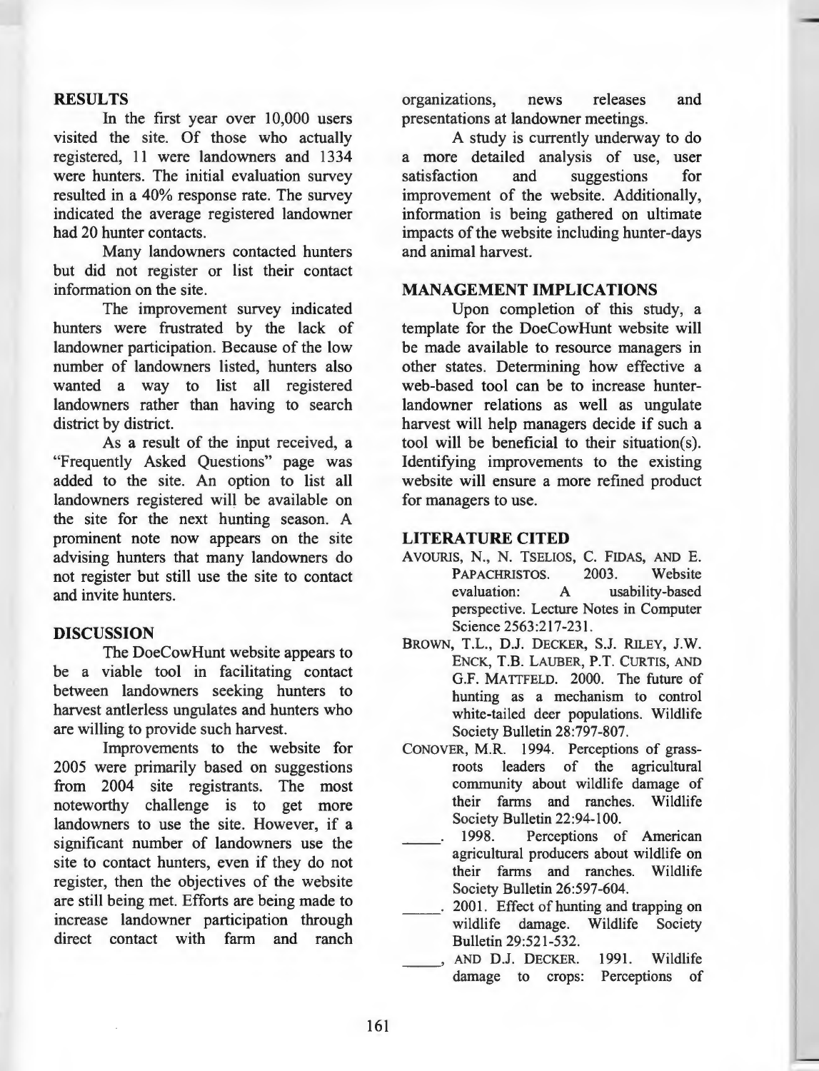## RESULTS

In the first year over 10,000 users visited the site. Of those who actually registered, 11 were landowners and 1334 were hunters. The initial evaluation survey resulted in a 40% response rate. The survey indicated the average registered landowner had 20 hunter contacts.

Many landowners contacted hunters but did not register or list their contact information on the site.

The improvement survey indicated hunters were frustrated by the lack of landowner participation. Because of the low number of landowners listed, hunters also wanted a way to list all registered landowners rather than having to search district by district.

As a result of the input received, a "Frequently Asked Questions" page was added to the site. An option to list all landowners registered will be available on the site for the next hunting season. A prominent note now appears on the site advising hunters that many landowners do not register but still use the site to contact and invite hunters.

## DISCUSSION

The DoeCowHunt website appears to be a viable tool in facilitating contact between landowners seeking hunters to harvest antlerless ungulates and hunters who are willing to provide such harvest.

Improvements to the website for 2005 were primarily based on suggestions from 2004 site registrants. The most noteworthy challenge is to get more landowners to use the site. However, if a significant number of landowners use the site to contact hunters, even if they do not register, then the objectives of the website are still being met. Efforts are being made to increase landowner participation through direct contact with farm and ranch organizations, news releases and presentations at landowner meetings.

A study is currently underway to do a more detailed analysis of use, user satisfaction and suggestions for improvement of the website. Additionally, information is being gathered on ultimate impacts of the website including hunter-days and animal harvest.

## MANAGEMENT IMPLICATIONS

Upon completion of this study, a template for the DoeCowHunt website will be made available to resource managers in other states. Determining how effective a web-based tool can be to increase hunter-landowner relations as well as ungulate harvest will help managers decide if such a tool will be beneficial to their situation(s). Identifying improvements to the existing website will ensure a more refined product for managers to use.

## LITERATURE CITED

AVOURIS, N., N. TSELIOS, C. FIDAS, AND E. PAPACHRISTOS. 2003. Website evaluation: A usability-based perspective. Lecture Notes in Computer Science 2563:217-231.

BROWN, T.L., D.J. DECKER, S.J. RILEY, J.W. ENCK, T.B. LAUBER, P.T. CURTIS, AND G.F. MATTFELD. 2000. The future of hunting as a mechanism to control white-tailed deer populations. Wildlife Society Bulletin 28:797-807.

CONOVER, M.R. 1994. Perceptions of grass-roots leaders of the agricultural community about wildlife damage of their farms and ranches. Wildlife Society Bulletin 22:94-100.

_____. 1998. Perceptions of American agricultural producers about wildlife on their farms and ranches. Wildlife Society Bulletin 26:597-604.

_____. 2001. Effect of hunting and trapping on wildlife damage. Wildlife Society Bulletin 29:521-532.

_____, AND D.J. DECKER. 1991. Wildlife damage to crops: Perceptions of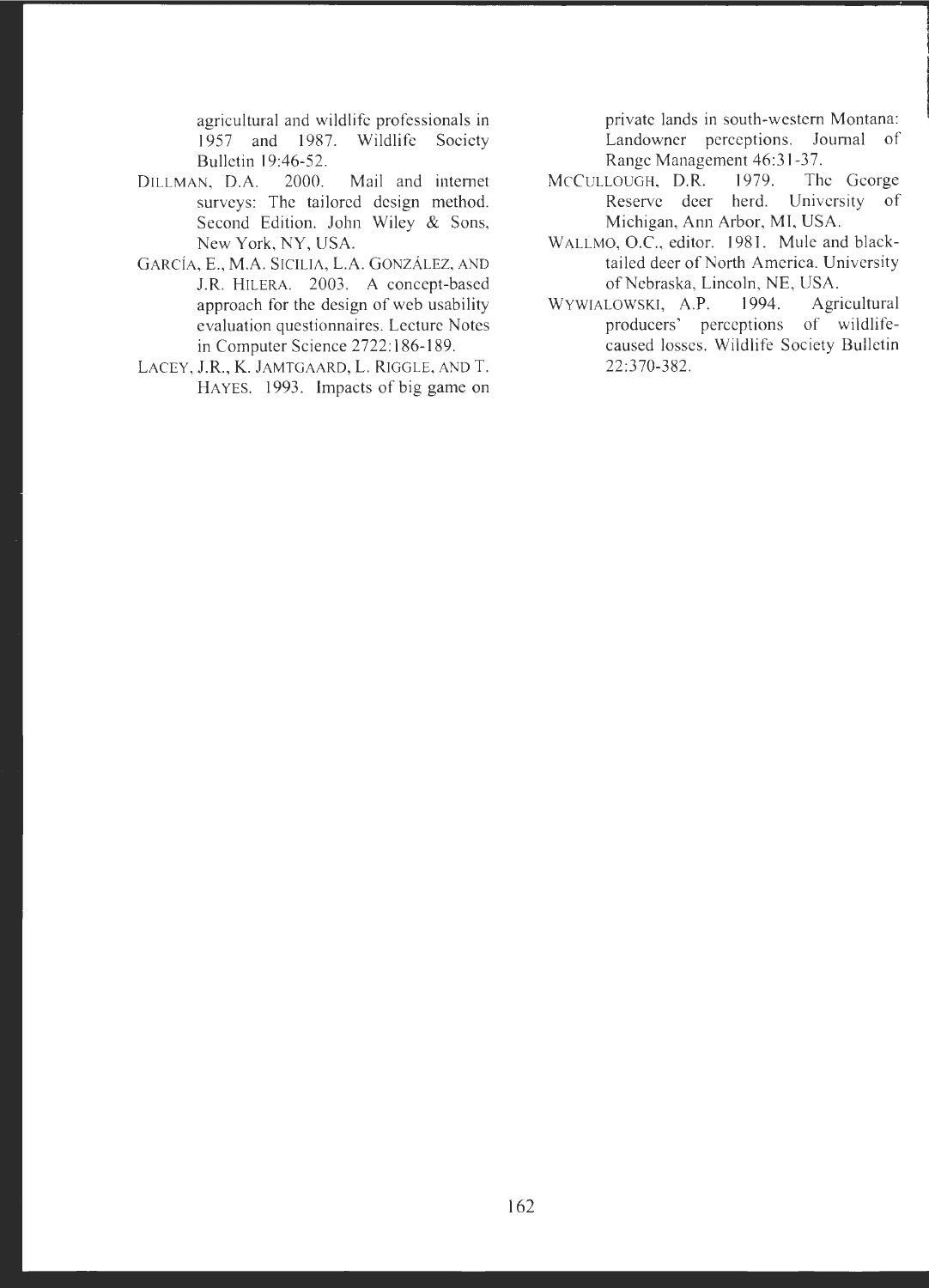agricultural and wildlife professionals in 1957 and 1987. Wildlife Society Bulletin 19:46-52.

DILLMAN, D.A. 2000. Mail and internet surveys: The tailored design method. Second Edition. John Wiley & Sons, New York, NY, USA.

GARCÍA, E., M.A. SICILIA, L.A. GONZÁLEZ, AND J.R. HILERA. 2003. A concept-based approach for the design of web usability evaluation questionnaires. Lecture Notes in Computer Science 2722:186-189.

LACEY, J.R., K. JAMTGAARD, L. RIGGLE, AND T. HAYES. 1993. Impacts of big game on private lands in south-western Montana: Landowner perceptions. Journal of Range Management 46:31-37.

MCCULLOUGH, D.R. 1979. The George Reserve deer herd. University of Michigan, Ann Arbor, MI, USA.

WALLMO, O.C., editor. 1981. Mule and black-tailed deer of North America. University of Nebraska, Lincoln, NE, USA.

WYWIALOWSKI, A.P. 1994. Agricultural producers' perceptions of wildlife-caused losses. Wildlife Society Bulletin 22:370-382.